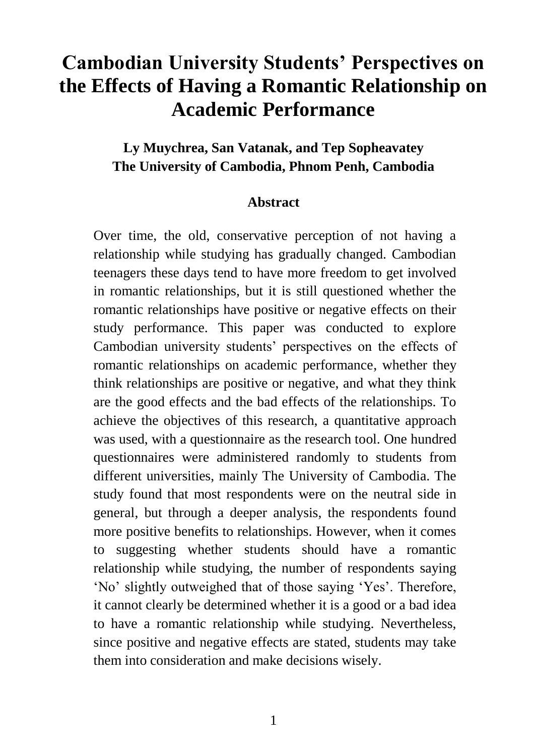# Cambodian University Students' Perspectives on the Effects of Having a Romantic Relationship on Academic Performance

**Ly Muychrea, San Vatanak, and Tep Sopheavatey**
**The University of Cambodia, Phnom Penh, Cambodia**

## Abstract

Over time, the old, conservative perception of not having a relationship while studying has gradually changed. Cambodian teenagers these days tend to have more freedom to get involved in romantic relationships, but it is still questioned whether the romantic relationships have positive or negative effects on their study performance. This paper was conducted to explore Cambodian university students' perspectives on the effects of romantic relationships on academic performance, whether they think relationships are positive or negative, and what they think are the good effects and the bad effects of the relationships. To achieve the objectives of this research, a quantitative approach was used, with a questionnaire as the research tool. One hundred questionnaires were administered randomly to students from different universities, mainly The University of Cambodia. The study found that most respondents were on the neutral side in general, but through a deeper analysis, the respondents found more positive benefits to relationships. However, when it comes to suggesting whether students should have a romantic relationship while studying, the number of respondents saying 'No' slightly outweighed that of those saying 'Yes'. Therefore, it cannot clearly be determined whether it is a good or a bad idea to have a romantic relationship while studying. Nevertheless, since positive and negative effects are stated, students may take them into consideration and make decisions wisely.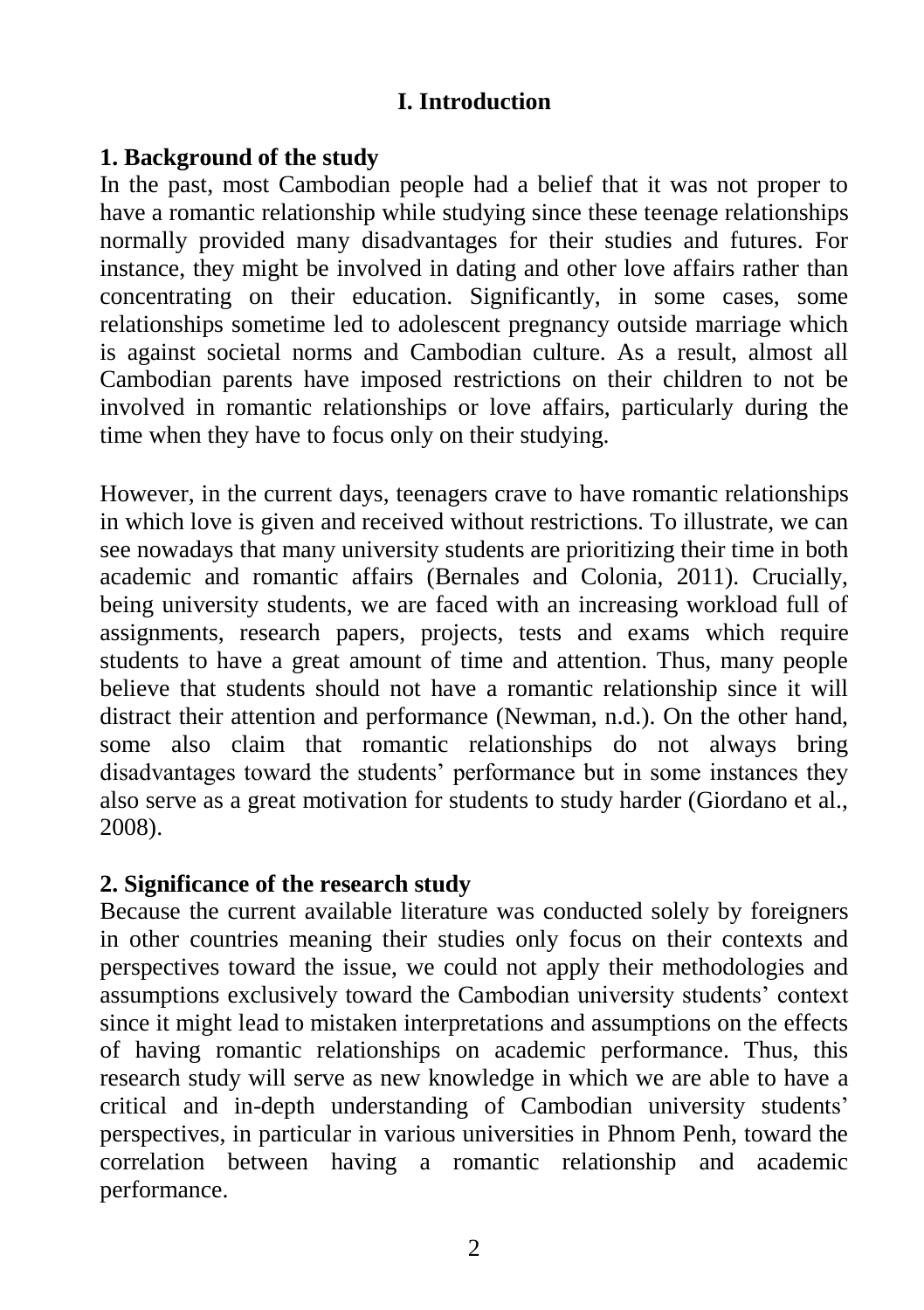# I. Introduction

## 1. Background of the study

In the past, most Cambodian people had a belief that it was not proper to have a romantic relationship while studying since these teenage relationships normally provided many disadvantages for their studies and futures. For instance, they might be involved in dating and other love affairs rather than concentrating on their education. Significantly, in some cases, some relationships sometime led to adolescent pregnancy outside marriage which is against societal norms and Cambodian culture. As a result, almost all Cambodian parents have imposed restrictions on their children to not be involved in romantic relationships or love affairs, particularly during the time when they have to focus only on their studying.

However, in the current days, teenagers crave to have romantic relationships in which love is given and received without restrictions. To illustrate, we can see nowadays that many university students are prioritizing their time in both academic and romantic affairs (Bernales and Colonia, 2011). Crucially, being university students, we are faced with an increasing workload full of assignments, research papers, projects, tests and exams which require students to have a great amount of time and attention. Thus, many people believe that students should not have a romantic relationship since it will distract their attention and performance (Newman, n.d.). On the other hand, some also claim that romantic relationships do not always bring disadvantages toward the students' performance but in some instances they also serve as a great motivation for students to study harder (Giordano et al., 2008).

## 2. Significance of the research study

Because the current available literature was conducted solely by foreigners in other countries meaning their studies only focus on their contexts and perspectives toward the issue, we could not apply their methodologies and assumptions exclusively toward the Cambodian university students' context since it might lead to mistaken interpretations and assumptions on the effects of having romantic relationships on academic performance. Thus, this research study will serve as new knowledge in which we are able to have a critical and in-depth understanding of Cambodian university students' perspectives, in particular in various universities in Phnom Penh, toward the correlation between having a romantic relationship and academic performance.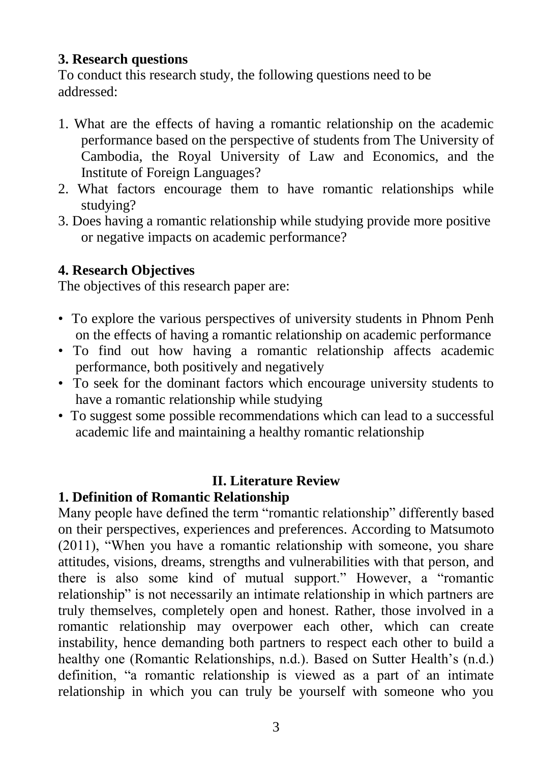## 3. Research questions

To conduct this research study, the following questions need to be addressed:

1. What are the effects of having a romantic relationship on the academic performance based on the perspective of students from The University of Cambodia, the Royal University of Law and Economics, and the Institute of Foreign Languages?
2. What factors encourage them to have romantic relationships while studying?
3. Does having a romantic relationship while studying provide more positive or negative impacts on academic performance?

## 4. Research Objectives

The objectives of this research paper are:

- To explore the various perspectives of university students in Phnom Penh on the effects of having a romantic relationship on academic performance
- To find out how having a romantic relationship affects academic performance, both positively and negatively
- To seek for the dominant factors which encourage university students to have a romantic relationship while studying
- To suggest some possible recommendations which can lead to a successful academic life and maintaining a healthy romantic relationship

# II. Literature Review

## 1. Definition of Romantic Relationship

Many people have defined the term "romantic relationship" differently based on their perspectives, experiences and preferences. According to Matsumoto (2011), "When you have a romantic relationship with someone, you share attitudes, visions, dreams, strengths and vulnerabilities with that person, and there is also some kind of mutual support." However, a "romantic relationship" is not necessarily an intimate relationship in which partners are truly themselves, completely open and honest. Rather, those involved in a romantic relationship may overpower each other, which can create instability, hence demanding both partners to respect each other to build a healthy one (Romantic Relationships, n.d.). Based on Sutter Health's (n.d.) definition, "a romantic relationship is viewed as a part of an intimate relationship in which you can truly be yourself with someone who you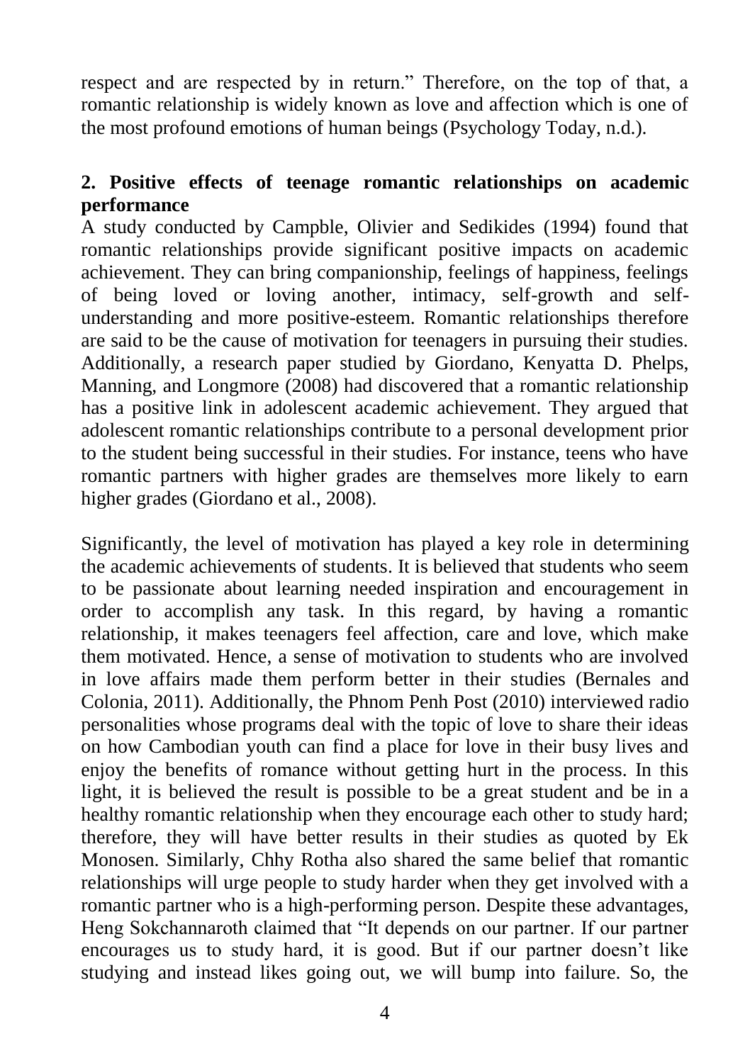respect and are respected by in return." Therefore, on the top of that, a romantic relationship is widely known as love and affection which is one of the most profound emotions of human beings (Psychology Today, n.d.).

## 2. Positive effects of teenage romantic relationships on academic performance

A study conducted by Campble, Olivier and Sedikides (1994) found that romantic relationships provide significant positive impacts on academic achievement. They can bring companionship, feelings of happiness, feelings of being loved or loving another, intimacy, self-growth and self-understanding and more positive-esteem. Romantic relationships therefore are said to be the cause of motivation for teenagers in pursuing their studies. Additionally, a research paper studied by Giordano, Kenyatta D. Phelps, Manning, and Longmore (2008) had discovered that a romantic relationship has a positive link in adolescent academic achievement. They argued that adolescent romantic relationships contribute to a personal development prior to the student being successful in their studies. For instance, teens who have romantic partners with higher grades are themselves more likely to earn higher grades (Giordano et al., 2008).

Significantly, the level of motivation has played a key role in determining the academic achievements of students. It is believed that students who seem to be passionate about learning needed inspiration and encouragement in order to accomplish any task. In this regard, by having a romantic relationship, it makes teenagers feel affection, care and love, which make them motivated. Hence, a sense of motivation to students who are involved in love affairs made them perform better in their studies (Bernales and Colonia, 2011). Additionally, the Phnom Penh Post (2010) interviewed radio personalities whose programs deal with the topic of love to share their ideas on how Cambodian youth can find a place for love in their busy lives and enjoy the benefits of romance without getting hurt in the process. In this light, it is believed the result is possible to be a great student and be in a healthy romantic relationship when they encourage each other to study hard; therefore, they will have better results in their studies as quoted by Ek Monosen. Similarly, Chhy Rotha also shared the same belief that romantic relationships will urge people to study harder when they get involved with a romantic partner who is a high-performing person. Despite these advantages, Heng Sokchannaroth claimed that "It depends on our partner. If our partner encourages us to study hard, it is good. But if our partner doesn't like studying and instead likes going out, we will bump into failure. So, the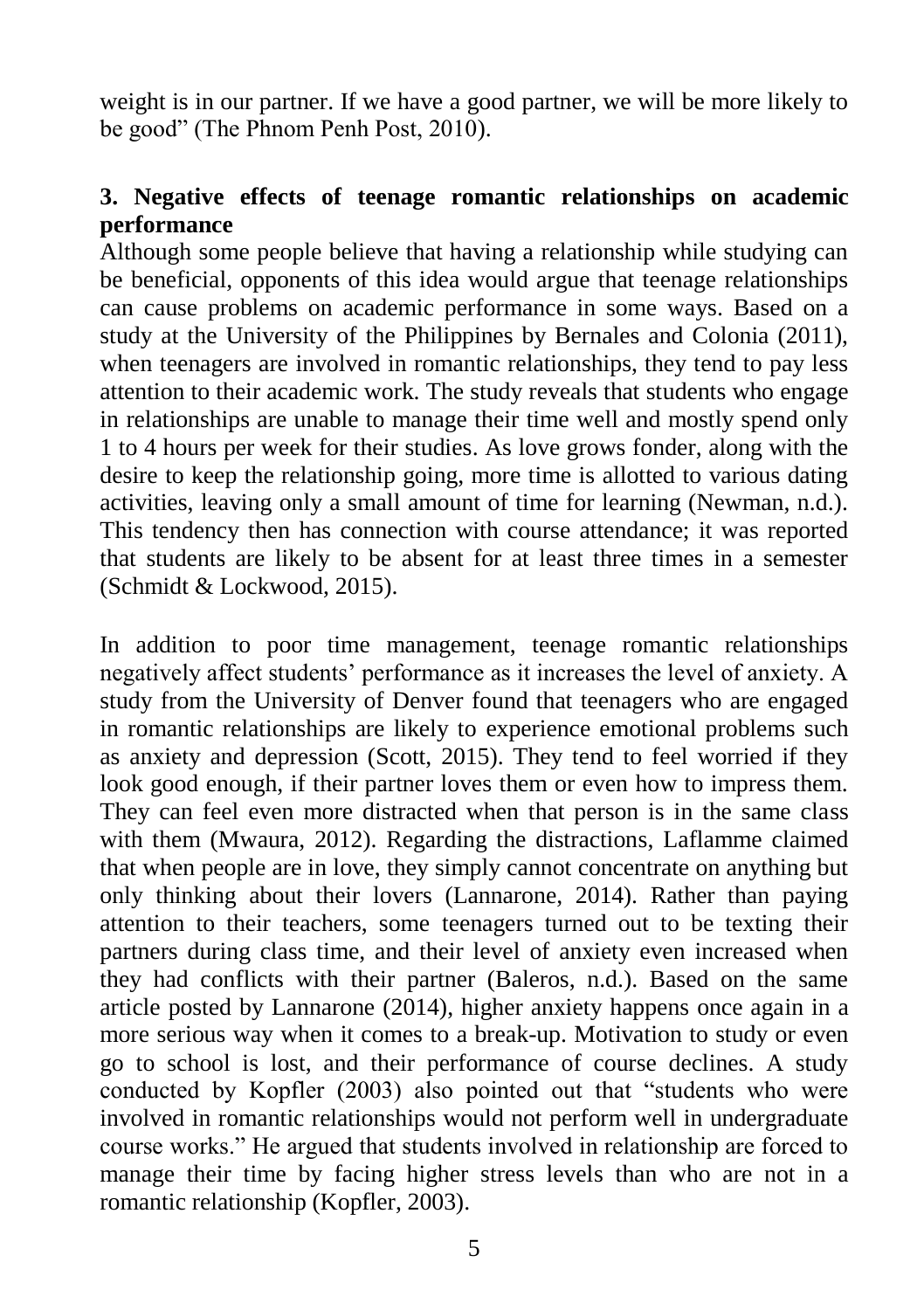weight is in our partner. If we have a good partner, we will be more likely to be good" (The Phnom Penh Post, 2010).

## 3. Negative effects of teenage romantic relationships on academic performance

Although some people believe that having a relationship while studying can be beneficial, opponents of this idea would argue that teenage relationships can cause problems on academic performance in some ways. Based on a study at the University of the Philippines by Bernales and Colonia (2011), when teenagers are involved in romantic relationships, they tend to pay less attention to their academic work. The study reveals that students who engage in relationships are unable to manage their time well and mostly spend only 1 to 4 hours per week for their studies. As love grows fonder, along with the desire to keep the relationship going, more time is allotted to various dating activities, leaving only a small amount of time for learning (Newman, n.d.). This tendency then has connection with course attendance; it was reported that students are likely to be absent for at least three times in a semester (Schmidt & Lockwood, 2015).

In addition to poor time management, teenage romantic relationships negatively affect students' performance as it increases the level of anxiety. A study from the University of Denver found that teenagers who are engaged in romantic relationships are likely to experience emotional problems such as anxiety and depression (Scott, 2015). They tend to feel worried if they look good enough, if their partner loves them or even how to impress them. They can feel even more distracted when that person is in the same class with them (Mwaura, 2012). Regarding the distractions, Laflamme claimed that when people are in love, they simply cannot concentrate on anything but only thinking about their lovers (Lannarone, 2014). Rather than paying attention to their teachers, some teenagers turned out to be texting their partners during class time, and their level of anxiety even increased when they had conflicts with their partner (Baleros, n.d.). Based on the same article posted by Lannarone (2014), higher anxiety happens once again in a more serious way when it comes to a break-up. Motivation to study or even go to school is lost, and their performance of course declines. A study conducted by Kopfler (2003) also pointed out that "students who were involved in romantic relationships would not perform well in undergraduate course works." He argued that students involved in relationship are forced to manage their time by facing higher stress levels than who are not in a romantic relationship (Kopfler, 2003).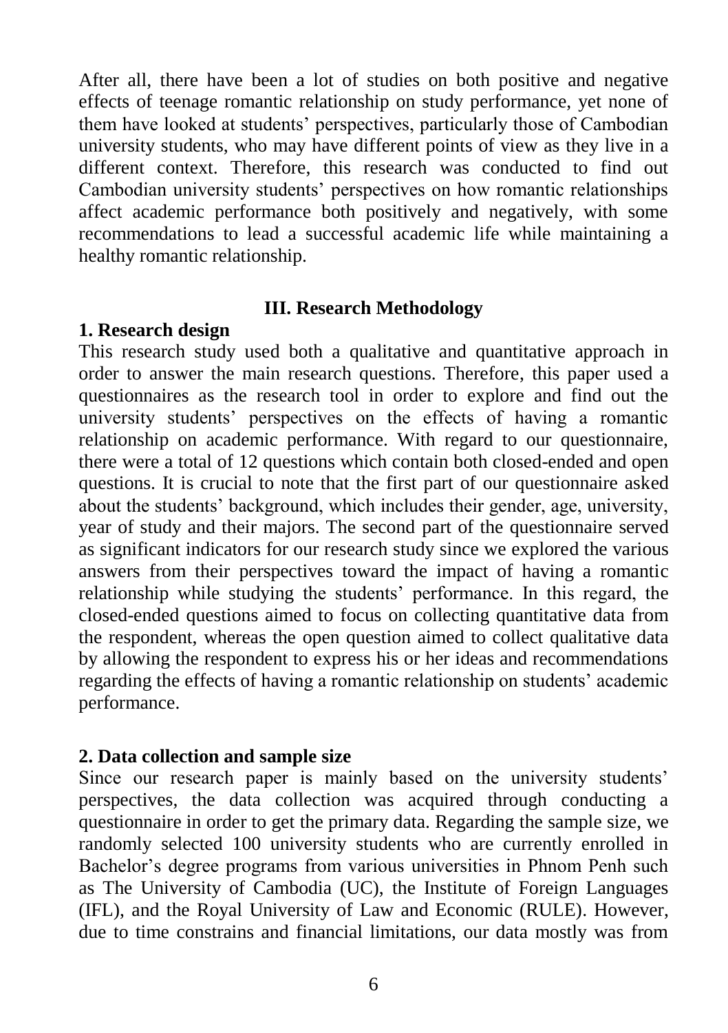After all, there have been a lot of studies on both positive and negative effects of teenage romantic relationship on study performance, yet none of them have looked at students' perspectives, particularly those of Cambodian university students, who may have different points of view as they live in a different context. Therefore, this research was conducted to find out Cambodian university students' perspectives on how romantic relationships affect academic performance both positively and negatively, with some recommendations to lead a successful academic life while maintaining a healthy romantic relationship.

## III. Research Methodology

### 1. Research design

This research study used both a qualitative and quantitative approach in order to answer the main research questions. Therefore, this paper used a questionnaires as the research tool in order to explore and find out the university students' perspectives on the effects of having a romantic relationship on academic performance. With regard to our questionnaire, there were a total of 12 questions which contain both closed-ended and open questions. It is crucial to note that the first part of our questionnaire asked about the students' background, which includes their gender, age, university, year of study and their majors. The second part of the questionnaire served as significant indicators for our research study since we explored the various answers from their perspectives toward the impact of having a romantic relationship while studying the students' performance. In this regard, the closed-ended questions aimed to focus on collecting quantitative data from the respondent, whereas the open question aimed to collect qualitative data by allowing the respondent to express his or her ideas and recommendations regarding the effects of having a romantic relationship on students' academic performance.

### 2. Data collection and sample size

Since our research paper is mainly based on the university students' perspectives, the data collection was acquired through conducting a questionnaire in order to get the primary data. Regarding the sample size, we randomly selected 100 university students who are currently enrolled in Bachelor's degree programs from various universities in Phnom Penh such as The University of Cambodia (UC), the Institute of Foreign Languages (IFL), and the Royal University of Law and Economic (RULE). However, due to time constrains and financial limitations, our data mostly was from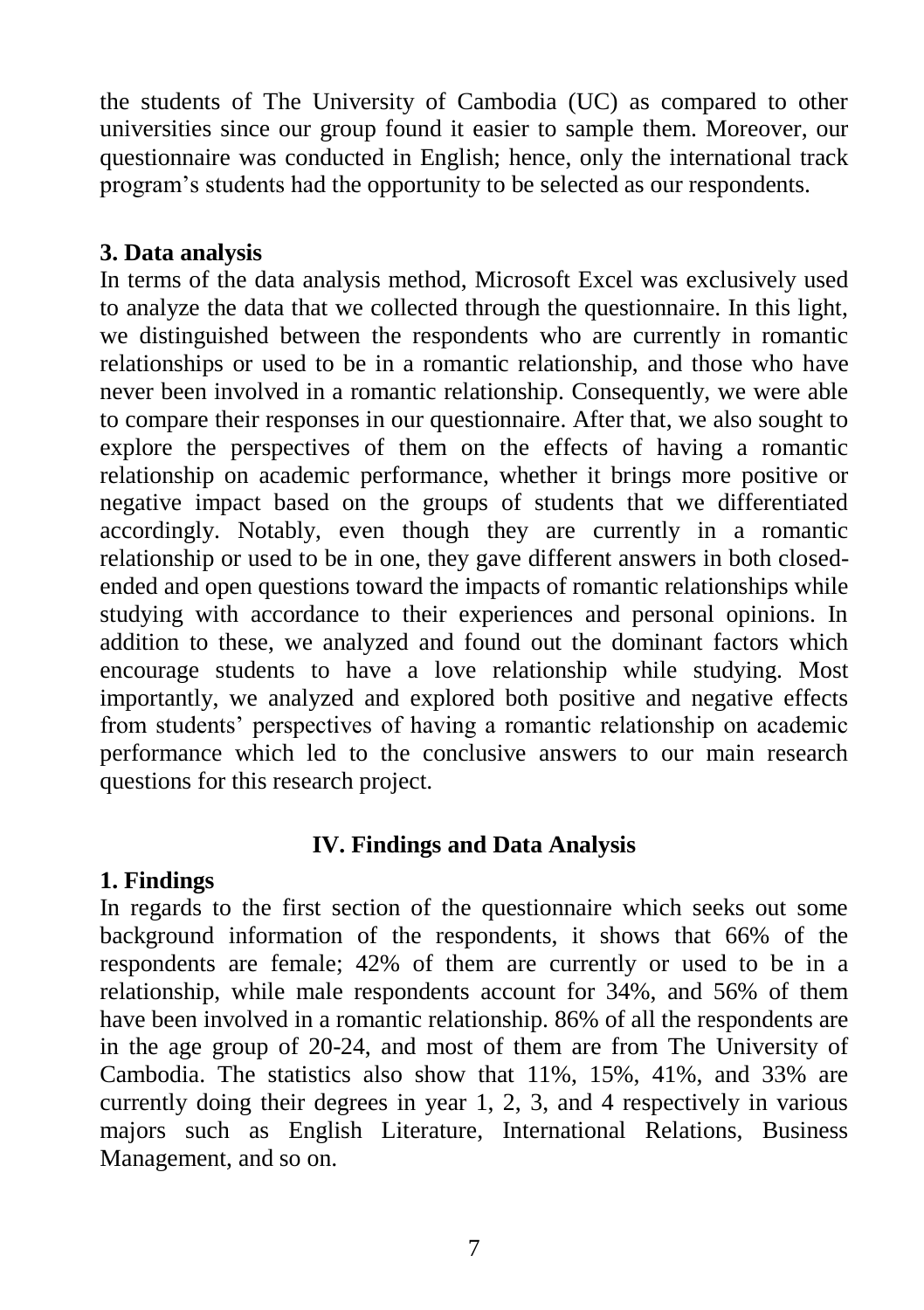the students of The University of Cambodia (UC) as compared to other universities since our group found it easier to sample them. Moreover, our questionnaire was conducted in English; hence, only the international track program's students had the opportunity to be selected as our respondents.

### 3. Data analysis

In terms of the data analysis method, Microsoft Excel was exclusively used to analyze the data that we collected through the questionnaire. In this light, we distinguished between the respondents who are currently in romantic relationships or used to be in a romantic relationship, and those who have never been involved in a romantic relationship. Consequently, we were able to compare their responses in our questionnaire. After that, we also sought to explore the perspectives of them on the effects of having a romantic relationship on academic performance, whether it brings more positive or negative impact based on the groups of students that we differentiated accordingly. Notably, even though they are currently in a romantic relationship or used to be in one, they gave different answers in both closed-ended and open questions toward the impacts of romantic relationships while studying with accordance to their experiences and personal opinions. In addition to these, we analyzed and found out the dominant factors which encourage students to have a love relationship while studying. Most importantly, we analyzed and explored both positive and negative effects from students' perspectives of having a romantic relationship on academic performance which led to the conclusive answers to our main research questions for this research project.

## IV. Findings and Data Analysis

### 1. Findings

In regards to the first section of the questionnaire which seeks out some background information of the respondents, it shows that 66% of the respondents are female; 42% of them are currently or used to be in a relationship, while male respondents account for 34%, and 56% of them have been involved in a romantic relationship. 86% of all the respondents are in the age group of 20-24, and most of them are from The University of Cambodia. The statistics also show that 11%, 15%, 41%, and 33% are currently doing their degrees in year 1, 2, 3, and 4 respectively in various majors such as English Literature, International Relations, Business Management, and so on.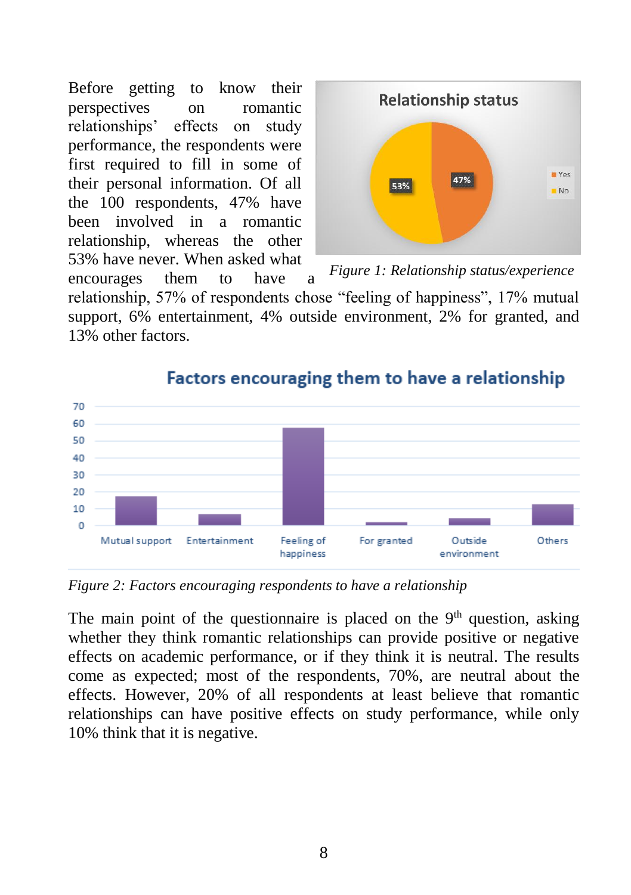Before getting to know their perspectives on romantic relationships' effects on study performance, the respondents were first required to fill in some of their personal information. Of all the 100 respondents, 47% have been involved in a romantic relationship, whereas the other 53% have never. When asked what encourages them to have a relationship, 57% of respondents chose "feeling of happiness", 17% mutual support, 6% entertainment, 4% outside environment, 2% for granted, and 13% other factors.

*Figure 1: Relationship status/experience*

*Figure 2: Factors encouraging respondents to have a relationship*

The main point of the questionnaire is placed on the 9th question, asking whether they think romantic relationships can provide positive or negative effects on academic performance, or if they think it is neutral. The results come as expected; most of the respondents, 70%, are neutral about the effects. However, 20% of all respondents at least believe that romantic relationships can have positive effects on study performance, while only 10% think that it is negative.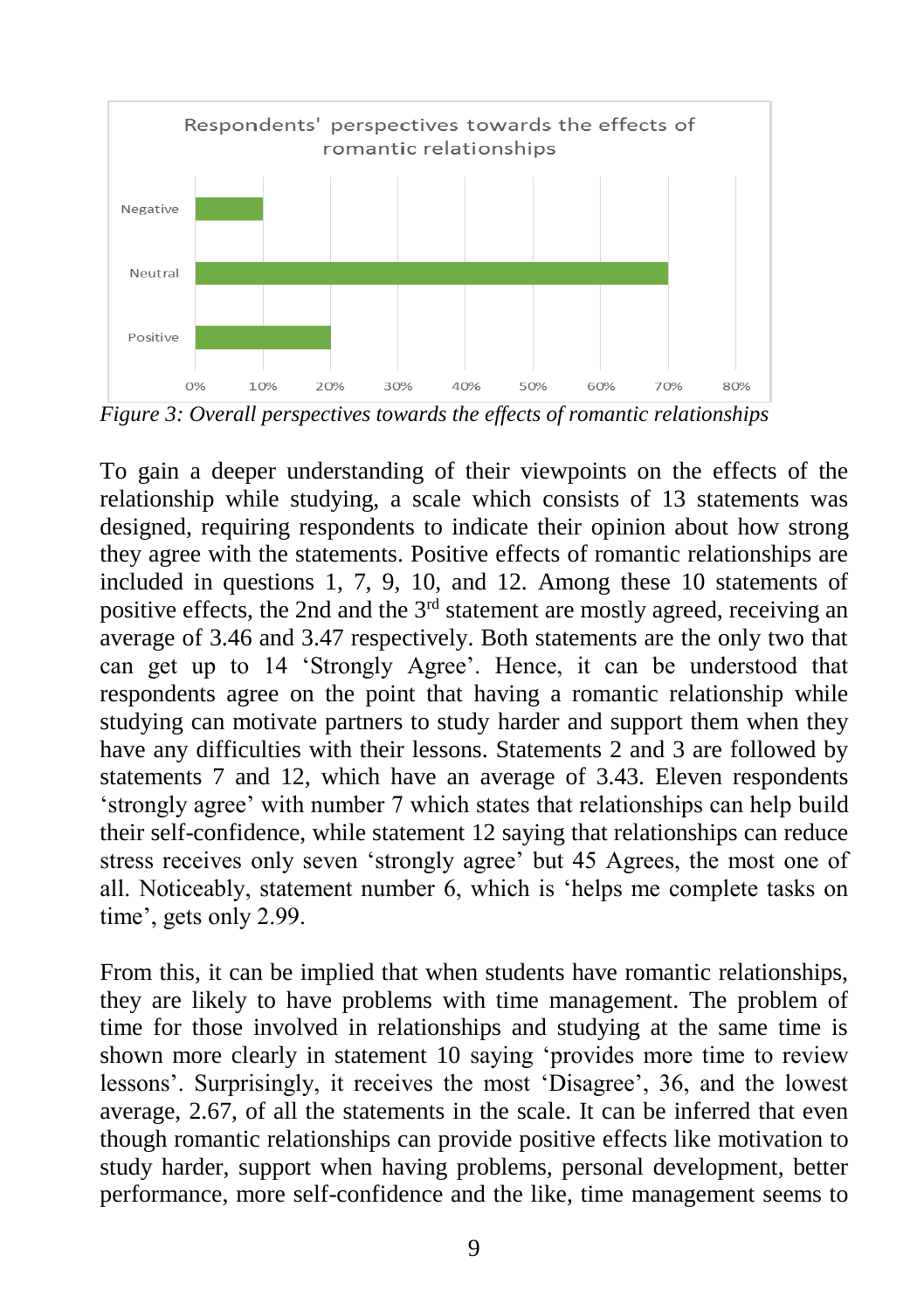Respondents' perspectives towards the effects of romantic relationships

| Perspective | Percentage |
| --- | --- |
| Negative | 10% |
| Neutral | 70% |
| Positive | 20% |

*Figure 3: Overall perspectives towards the effects of romantic relationships*

To gain a deeper understanding of their viewpoints on the effects of the relationship while studying, a scale which consists of 13 statements was designed, requiring respondents to indicate their opinion about how strong they agree with the statements. Positive effects of romantic relationships are included in questions 1, 7, 9, 10, and 12. Among these 10 statements of positive effects, the 2nd and the 3rd statement are mostly agreed, receiving an average of 3.46 and 3.47 respectively. Both statements are the only two that can get up to 14 'Strongly Agree'. Hence, it can be understood that respondents agree on the point that having a romantic relationship while studying can motivate partners to study harder and support them when they have any difficulties with their lessons. Statements 2 and 3 are followed by statements 7 and 12, which have an average of 3.43. Eleven respondents 'strongly agree' with number 7 which states that relationships can help build their self-confidence, while statement 12 saying that relationships can reduce stress receives only seven 'strongly agree' but 45 Agrees, the most one of all. Noticeably, statement number 6, which is 'helps me complete tasks on time', gets only 2.99.

From this, it can be implied that when students have romantic relationships, they are likely to have problems with time management. The problem of time for those involved in relationships and studying at the same time is shown more clearly in statement 10 saying 'provides more time to review lessons'. Surprisingly, it receives the most 'Disagree', 36, and the lowest average, 2.67, of all the statements in the scale. It can be inferred that even though romantic relationships can provide positive effects like motivation to study harder, support when having problems, personal development, better performance, more self-confidence and the like, time management seems to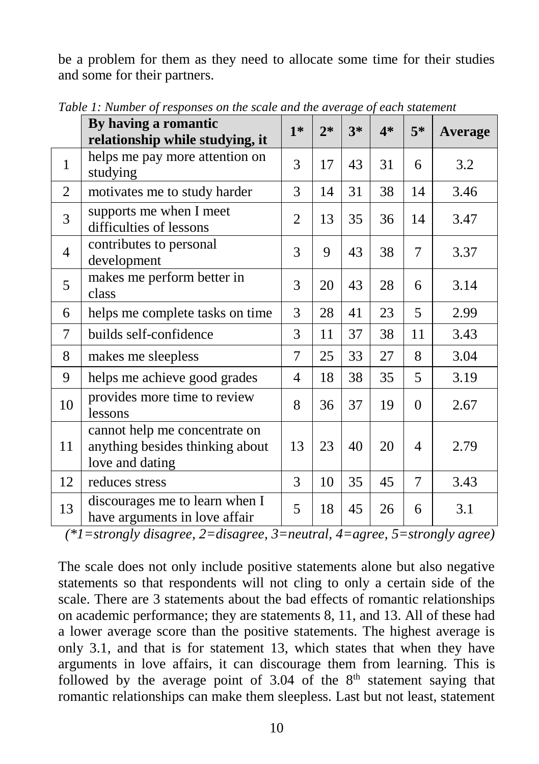be a problem for them as they need to allocate some time for their studies and some for their partners.

*Table 1: Number of responses on the scale and the average of each statement*

| | **By having a romantic relationship while studying, it** | **1*** | **2*** | **3*** | **4*** | **5*** | **Average** |
|---|---|---|---|---|---|---|---|
| 1 | helps me pay more attention on studying | 3 | 17 | 43 | 31 | 6 | 3.2 |
| 2 | motivates me to study harder | 3 | 14 | 31 | 38 | 14 | 3.46 |
| 3 | supports me when I meet difficulties of lessons | 2 | 13 | 35 | 36 | 14 | 3.47 |
| 4 | contributes to personal development | 3 | 9 | 43 | 38 | 7 | 3.37 |
| 5 | makes me perform better in class | 3 | 20 | 43 | 28 | 6 | 3.14 |
| 6 | helps me complete tasks on time | 3 | 28 | 41 | 23 | 5 | 2.99 |
| 7 | builds self-confidence | 3 | 11 | 37 | 38 | 11 | 3.43 |
| 8 | makes me sleepless | 7 | 25 | 33 | 27 | 8 | 3.04 |
| 9 | helps me achieve good grades | 4 | 18 | 38 | 35 | 5 | 3.19 |
| 10 | provides more time to review lessons | 8 | 36 | 37 | 19 | 0 | 2.67 |
| 11 | cannot help me concentrate on anything besides thinking about love and dating | 13 | 23 | 40 | 20 | 4 | 2.79 |
| 12 | reduces stress | 3 | 10 | 35 | 45 | 7 | 3.43 |
| 13 | discourages me to learn when I have arguments in love affair | 5 | 18 | 45 | 26 | 6 | 3.1 |

*(*1=strongly disagree, 2=disagree, 3=neutral, 4=agree, 5=strongly agree)*

The scale does not only include positive statements alone but also negative statements so that respondents will not cling to only a certain side of the scale. There are 3 statements about the bad effects of romantic relationships on academic performance; they are statements 8, 11, and 13. All of these had a lower average score than the positive statements. The highest average is only 3.1, and that is for statement 13, which states that when they have arguments in love affairs, it can discourage them from learning. This is followed by the average point of 3.04 of the 8th statement saying that romantic relationships can make them sleepless. Last but not least, statement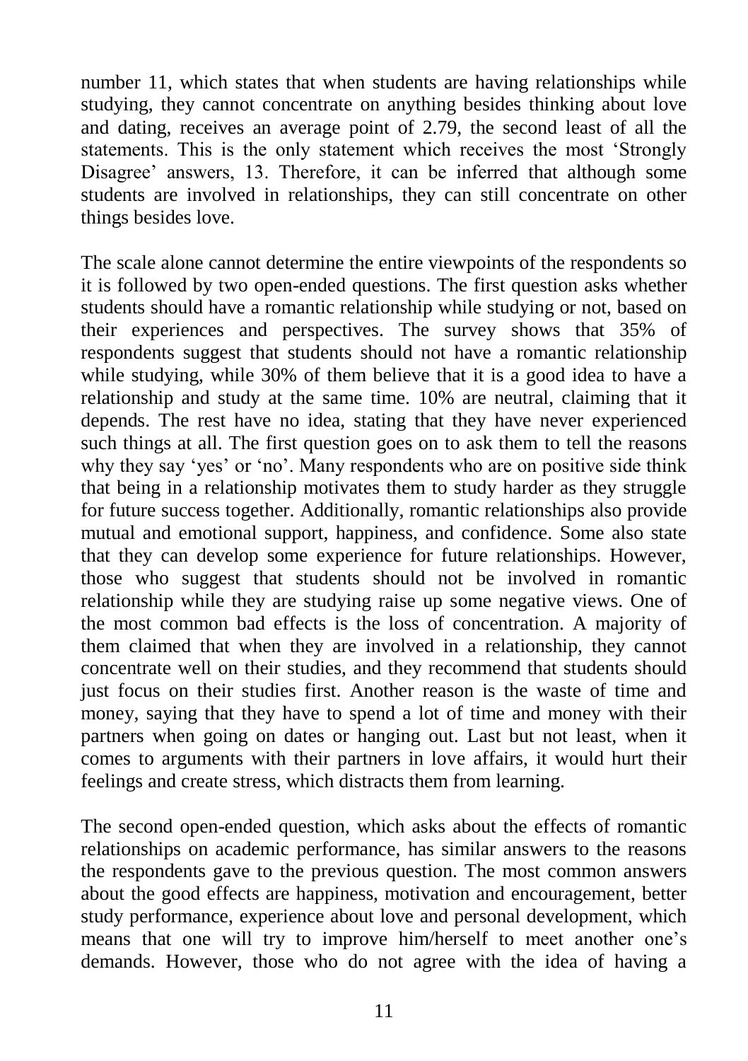number 11, which states that when students are having relationships while studying, they cannot concentrate on anything besides thinking about love and dating, receives an average point of 2.79, the second least of all the statements. This is the only statement which receives the most 'Strongly Disagree' answers, 13. Therefore, it can be inferred that although some students are involved in relationships, they can still concentrate on other things besides love.

The scale alone cannot determine the entire viewpoints of the respondents so it is followed by two open-ended questions. The first question asks whether students should have a romantic relationship while studying or not, based on their experiences and perspectives. The survey shows that 35% of respondents suggest that students should not have a romantic relationship while studying, while 30% of them believe that it is a good idea to have a relationship and study at the same time. 10% are neutral, claiming that it depends. The rest have no idea, stating that they have never experienced such things at all. The first question goes on to ask them to tell the reasons why they say 'yes' or 'no'. Many respondents who are on positive side think that being in a relationship motivates them to study harder as they struggle for future success together. Additionally, romantic relationships also provide mutual and emotional support, happiness, and confidence. Some also state that they can develop some experience for future relationships. However, those who suggest that students should not be involved in romantic relationship while they are studying raise up some negative views. One of the most common bad effects is the loss of concentration. A majority of them claimed that when they are involved in a relationship, they cannot concentrate well on their studies, and they recommend that students should just focus on their studies first. Another reason is the waste of time and money, saying that they have to spend a lot of time and money with their partners when going on dates or hanging out. Last but not least, when it comes to arguments with their partners in love affairs, it would hurt their feelings and create stress, which distracts them from learning.

The second open-ended question, which asks about the effects of romantic relationships on academic performance, has similar answers to the reasons the respondents gave to the previous question. The most common answers about the good effects are happiness, motivation and encouragement, better study performance, experience about love and personal development, which means that one will try to improve him/herself to meet another one's demands. However, those who do not agree with the idea of having a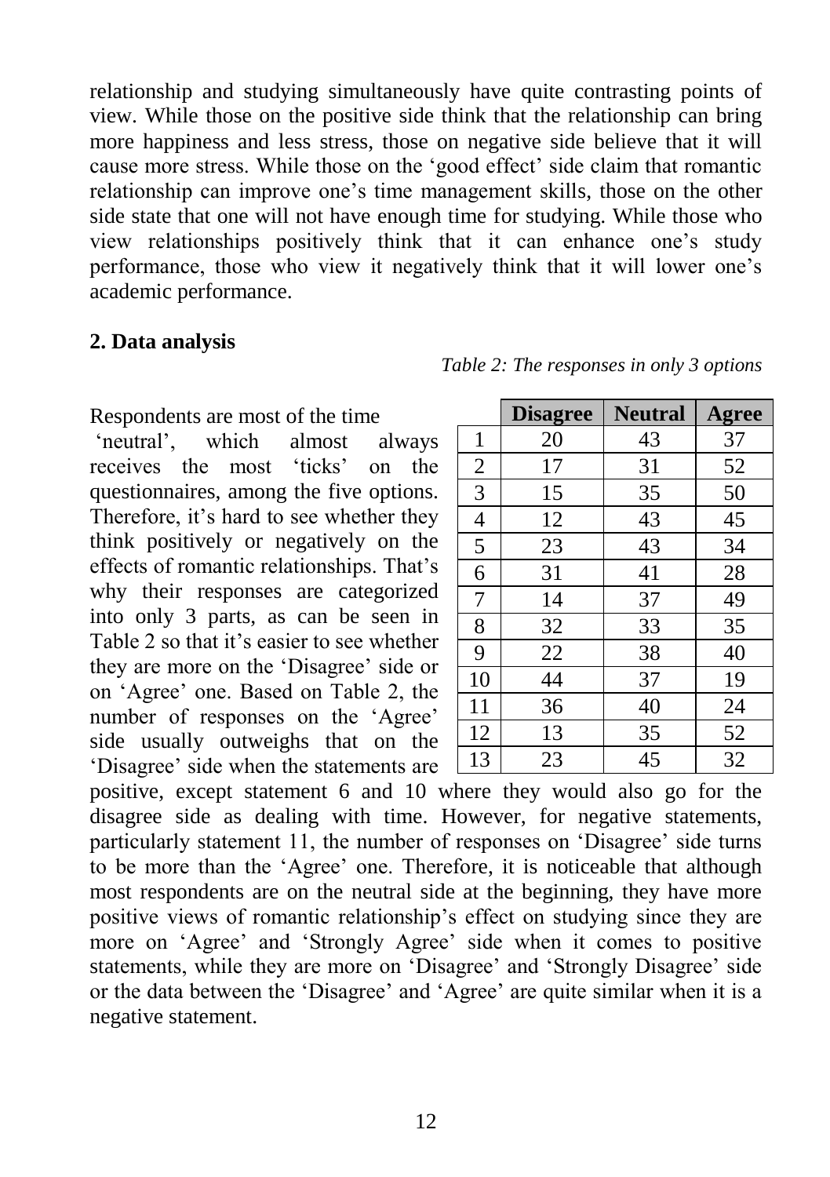relationship and studying simultaneously have quite contrasting points of view. While those on the positive side think that the relationship can bring more happiness and less stress, those on negative side believe that it will cause more stress. While those on the 'good effect' side claim that romantic relationship can improve one's time management skills, those on the other side state that one will not have enough time for studying. While those who view relationships positively think that it can enhance one's study performance, those who view it negatively think that it will lower one's academic performance.

## 2. Data analysis

*Table 2: The responses in only 3 options*

| | Disagree | Neutral | Agree |
|---|---|---|---|
| 1 | 20 | 43 | 37 |
| 2 | 17 | 31 | 52 |
| 3 | 15 | 35 | 50 |
| 4 | 12 | 43 | 45 |
| 5 | 23 | 43 | 34 |
| 6 | 31 | 41 | 28 |
| 7 | 14 | 37 | 49 |
| 8 | 32 | 33 | 35 |
| 9 | 22 | 38 | 40 |
| 10 | 44 | 37 | 19 |
| 11 | 36 | 40 | 24 |
| 12 | 13 | 35 | 52 |
| 13 | 23 | 45 | 32 |

Respondents are most of the time 'neutral', which almost always receives the most 'ticks' on the questionnaires, among the five options. Therefore, it's hard to see whether they think positively or negatively on the effects of romantic relationships. That's why their responses are categorized into only 3 parts, as can be seen in Table 2 so that it's easier to see whether they are more on the 'Disagree' side or on 'Agree' one. Based on Table 2, the number of responses on the 'Agree' side usually outweighs that on the 'Disagree' side when the statements are positive, except statement 6 and 10 where they would also go for the disagree side as dealing with time. However, for negative statements, particularly statement 11, the number of responses on 'Disagree' side turns to be more than the 'Agree' one. Therefore, it is noticeable that although most respondents are on the neutral side at the beginning, they have more positive views of romantic relationship's effect on studying since they are more on 'Agree' and 'Strongly Agree' side when it comes to positive statements, while they are more on 'Disagree' and 'Strongly Disagree' side or the data between the 'Disagree' and 'Agree' are quite similar when it is a negative statement.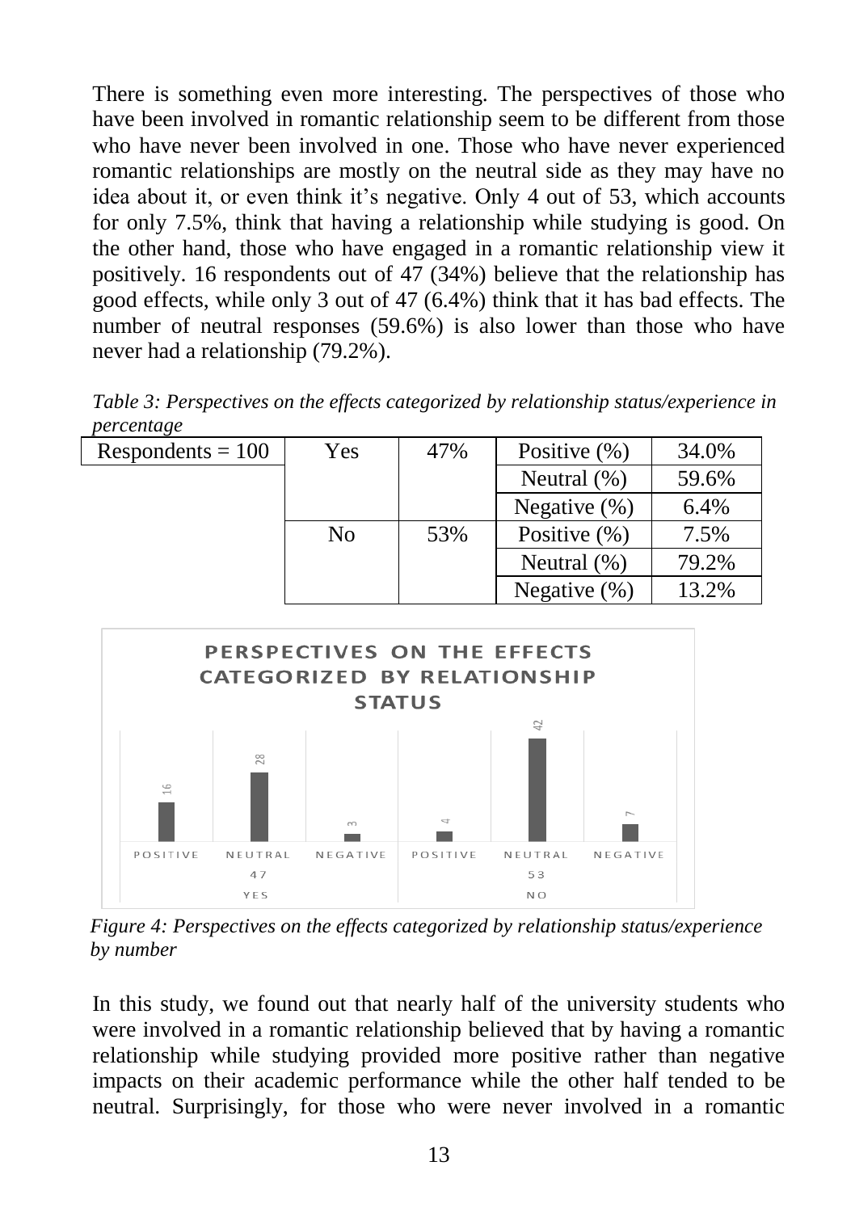There is something even more interesting. The perspectives of those who have been involved in romantic relationship seem to be different from those who have never been involved in one. Those who have never experienced romantic relationships are mostly on the neutral side as they may have no idea about it, or even think it's negative. Only 4 out of 53, which accounts for only 7.5%, think that having a relationship while studying is good. On the other hand, those who have engaged in a romantic relationship view it positively. 16 respondents out of 47 (34%) believe that the relationship has good effects, while only 3 out of 47 (6.4%) think that it has bad effects. The number of neutral responses (59.6%) is also lower than those who have never had a relationship (79.2%).

*Table 3: Perspectives on the effects categorized by relationship status/experience in percentage*

| Respondents = 100 | Yes | 47% | Positive (%) | 34.0% |
|---|---|---|---|---|
| | | | Neutral (%) | 59.6% |
| | | | Negative (%) | 6.4% |
| | No | 53% | Positive (%) | 7.5% |
| | | | Neutral (%) | 79.2% |
| | | | Negative (%) | 13.2% |

*Figure 4: Perspectives on the effects categorized by relationship status/experience by number*

In this study, we found out that nearly half of the university students who were involved in a romantic relationship believed that by having a romantic relationship while studying provided more positive rather than negative impacts on their academic performance while the other half tended to be neutral. Surprisingly, for those who were never involved in a romantic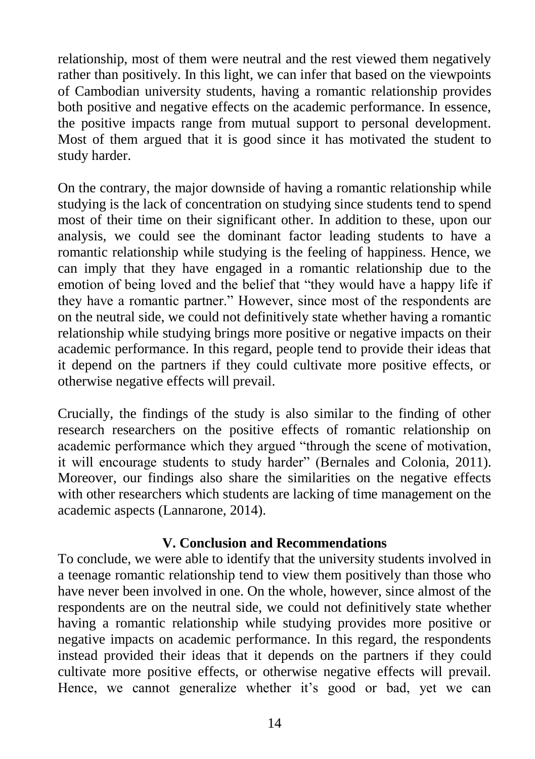relationship, most of them were neutral and the rest viewed them negatively rather than positively. In this light, we can infer that based on the viewpoints of Cambodian university students, having a romantic relationship provides both positive and negative effects on the academic performance. In essence, the positive impacts range from mutual support to personal development. Most of them argued that it is good since it has motivated the student to study harder.

On the contrary, the major downside of having a romantic relationship while studying is the lack of concentration on studying since students tend to spend most of their time on their significant other. In addition to these, upon our analysis, we could see the dominant factor leading students to have a romantic relationship while studying is the feeling of happiness. Hence, we can imply that they have engaged in a romantic relationship due to the emotion of being loved and the belief that "they would have a happy life if they have a romantic partner." However, since most of the respondents are on the neutral side, we could not definitively state whether having a romantic relationship while studying brings more positive or negative impacts on their academic performance. In this regard, people tend to provide their ideas that it depend on the partners if they could cultivate more positive effects, or otherwise negative effects will prevail.

Crucially, the findings of the study is also similar to the finding of other research researchers on the positive effects of romantic relationship on academic performance which they argued "through the scene of motivation, it will encourage students to study harder" (Bernales and Colonia, 2011). Moreover, our findings also share the similarities on the negative effects with other researchers which students are lacking of time management on the academic aspects (Lannarone, 2014).

## V. Conclusion and Recommendations

To conclude, we were able to identify that the university students involved in a teenage romantic relationship tend to view them positively than those who have never been involved in one. On the whole, however, since almost of the respondents are on the neutral side, we could not definitively state whether having a romantic relationship while studying provides more positive or negative impacts on academic performance. In this regard, the respondents instead provided their ideas that it depends on the partners if they could cultivate more positive effects, or otherwise negative effects will prevail. Hence, we cannot generalize whether it's good or bad, yet we can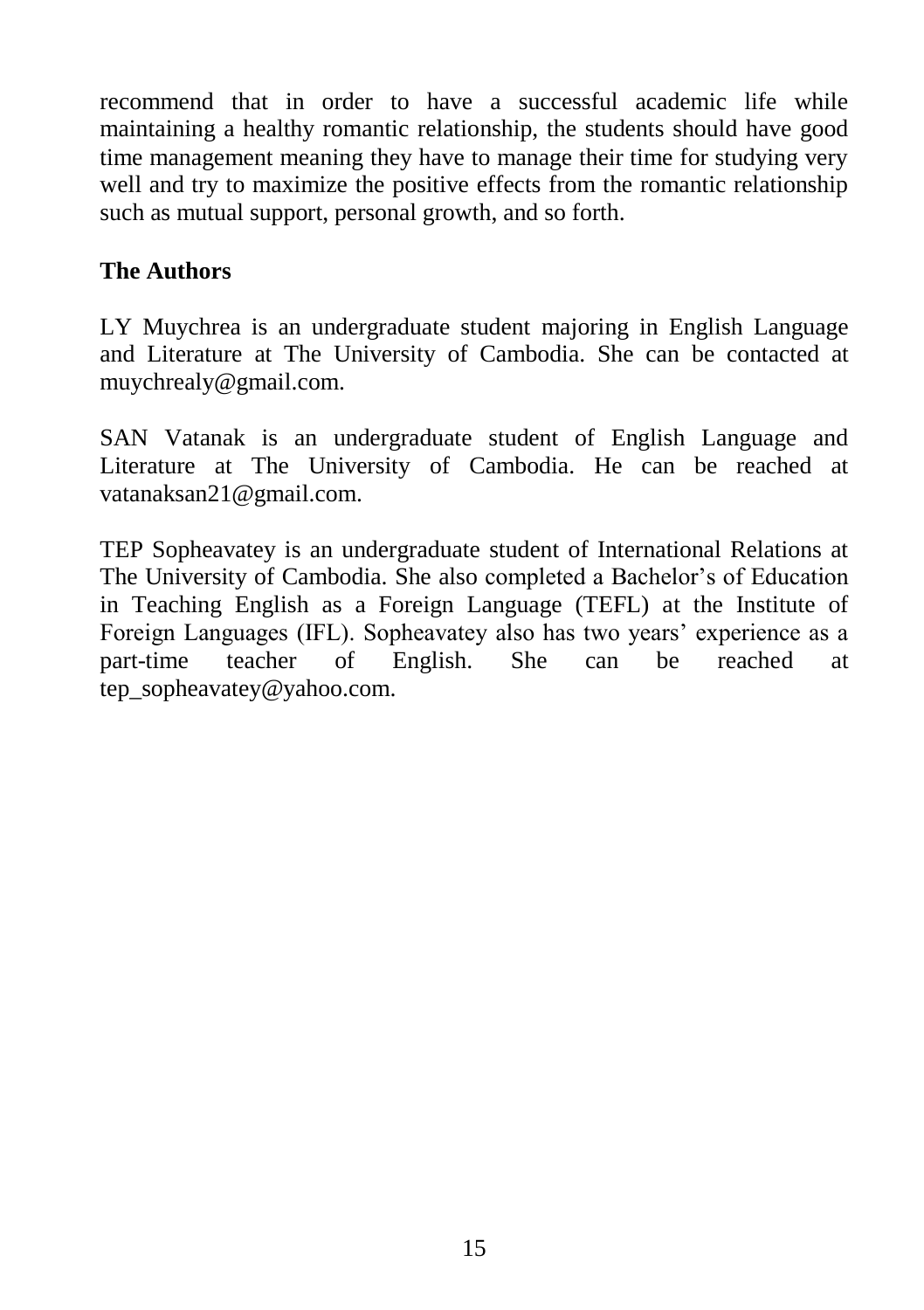recommend that in order to have a successful academic life while maintaining a healthy romantic relationship, the students should have good time management meaning they have to manage their time for studying very well and try to maximize the positive effects from the romantic relationship such as mutual support, personal growth, and so forth.

## The Authors

LY Muychrea is an undergraduate student majoring in English Language and Literature at The University of Cambodia. She can be contacted at muychrealy@gmail.com.

SAN Vatanak is an undergraduate student of English Language and Literature at The University of Cambodia. He can be reached at vatanaksan21@gmail.com.

TEP Sopheavatey is an undergraduate student of International Relations at The University of Cambodia. She also completed a Bachelor's of Education in Teaching English as a Foreign Language (TEFL) at the Institute of Foreign Languages (IFL). Sopheavatey also has two years' experience as a part-time teacher of English. She can be reached at tep_sopheavatey@yahoo.com.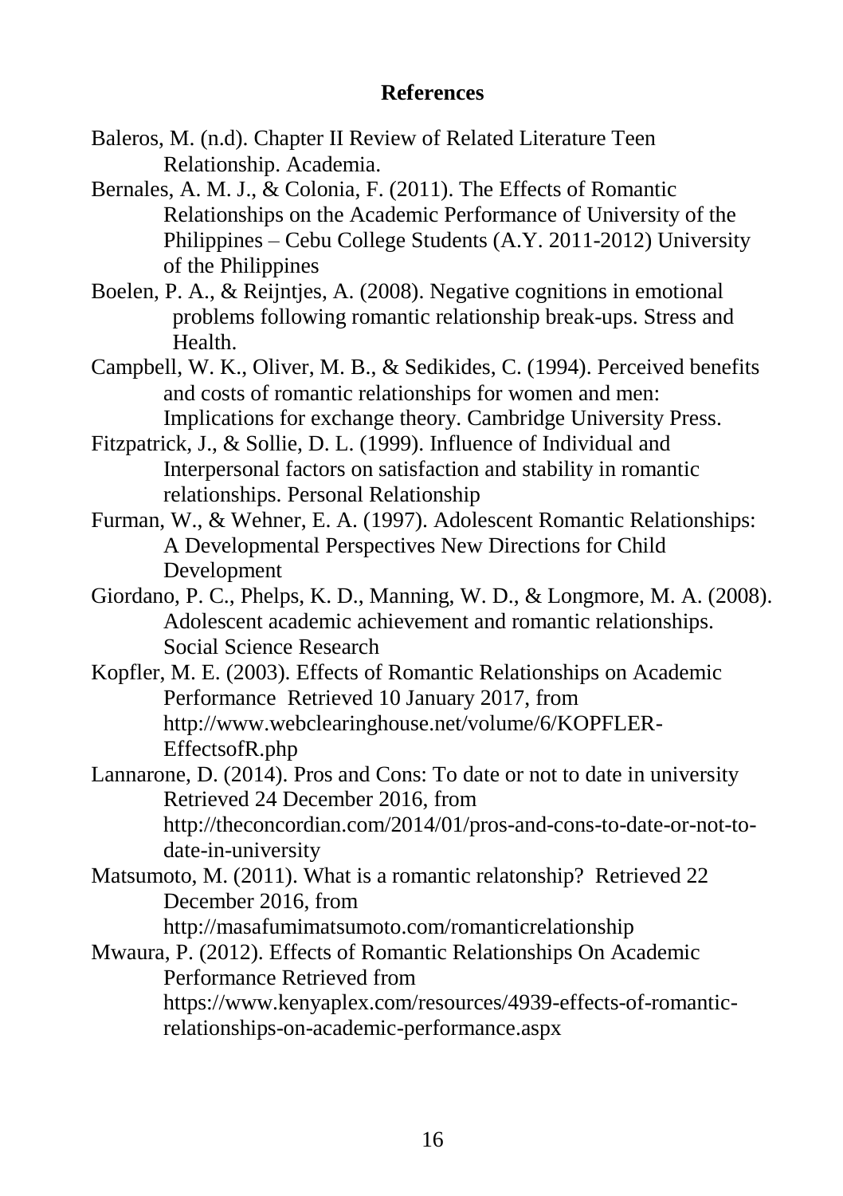**References**

Baleros, M. (n.d). Chapter II Review of Related Literature Teen Relationship. Academia.

Bernales, A. M. J., & Colonia, F. (2011). The Effects of Romantic Relationships on the Academic Performance of University of the Philippines – Cebu College Students (A.Y. 2011-2012) University of the Philippines

Boelen, P. A., & Reijntjes, A. (2008). Negative cognitions in emotional problems following romantic relationship break-ups. Stress and Health.

Campbell, W. K., Oliver, M. B., & Sedikides, C. (1994). Perceived benefits and costs of romantic relationships for women and men: Implications for exchange theory. Cambridge University Press.

Fitzpatrick, J., & Sollie, D. L. (1999). Influence of Individual and Interpersonal factors on satisfaction and stability in romantic relationships. Personal Relationship

Furman, W., & Wehner, E. A. (1997). Adolescent Romantic Relationships: A Developmental Perspectives New Directions for Child Development

Giordano, P. C., Phelps, K. D., Manning, W. D., & Longmore, M. A. (2008). Adolescent academic achievement and romantic relationships. Social Science Research

Kopfler, M. E. (2003). Effects of Romantic Relationships on Academic Performance Retrieved 10 January 2017, from http://www.webclearinghouse.net/volume/6/KOPFLER-EffectsofR.php

Lannarone, D. (2014). Pros and Cons: To date or not to date in university Retrieved 24 December 2016, from http://theconcordian.com/2014/01/pros-and-cons-to-date-or-not-to-date-in-university

Matsumoto, M. (2011). What is a romantic relatonship? Retrieved 22 December 2016, from http://masafumimatsumoto.com/romanticrelationship

Mwaura, P. (2012). Effects of Romantic Relationships On Academic Performance Retrieved from https://www.kenyaplex.com/resources/4939-effects-of-romantic-relationships-on-academic-performance.aspx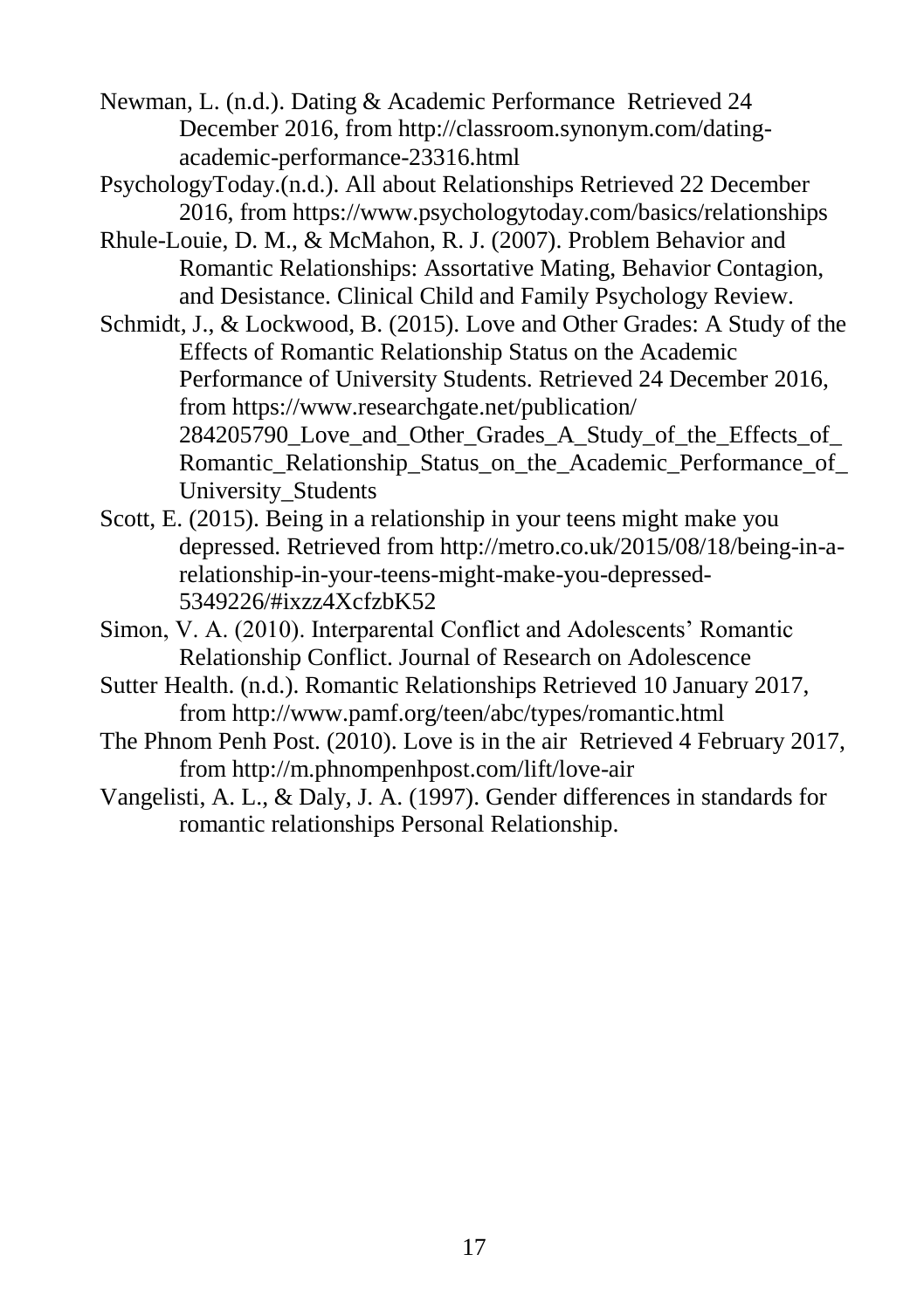Newman, L. (n.d.). Dating & Academic Performance  Retrieved 24 December 2016, from http://classroom.synonym.com/dating-academic-performance-23316.html

PsychologyToday.(n.d.). All about Relationships Retrieved 22 December 2016, from https://www.psychologytoday.com/basics/relationships

Rhule-Louie, D. M., & McMahon, R. J. (2007). Problem Behavior and Romantic Relationships: Assortative Mating, Behavior Contagion, and Desistance. Clinical Child and Family Psychology Review.

Schmidt, J., & Lockwood, B. (2015). Love and Other Grades: A Study of the Effects of Romantic Relationship Status on the Academic Performance of University Students. Retrieved 24 December 2016, from https://www.researchgate.net/publication/284205790_Love_and_Other_Grades_A_Study_of_the_Effects_of_Romantic_Relationship_Status_on_the_Academic_Performance_of_University_Students

Scott, E. (2015). Being in a relationship in your teens might make you depressed. Retrieved from http://metro.co.uk/2015/08/18/being-in-a-relationship-in-your-teens-might-make-you-depressed-5349226/#ixzz4XcfzbK52

Simon, V. A. (2010). Interparental Conflict and Adolescents' Romantic Relationship Conflict. Journal of Research on Adolescence

Sutter Health. (n.d.). Romantic Relationships Retrieved 10 January 2017, from http://www.pamf.org/teen/abc/types/romantic.html

The Phnom Penh Post. (2010). Love is in the air  Retrieved 4 February 2017, from http://m.phnompenhpost.com/lift/love-air

Vangelisti, A. L., & Daly, J. A. (1997). Gender differences in standards for romantic relationships Personal Relationship.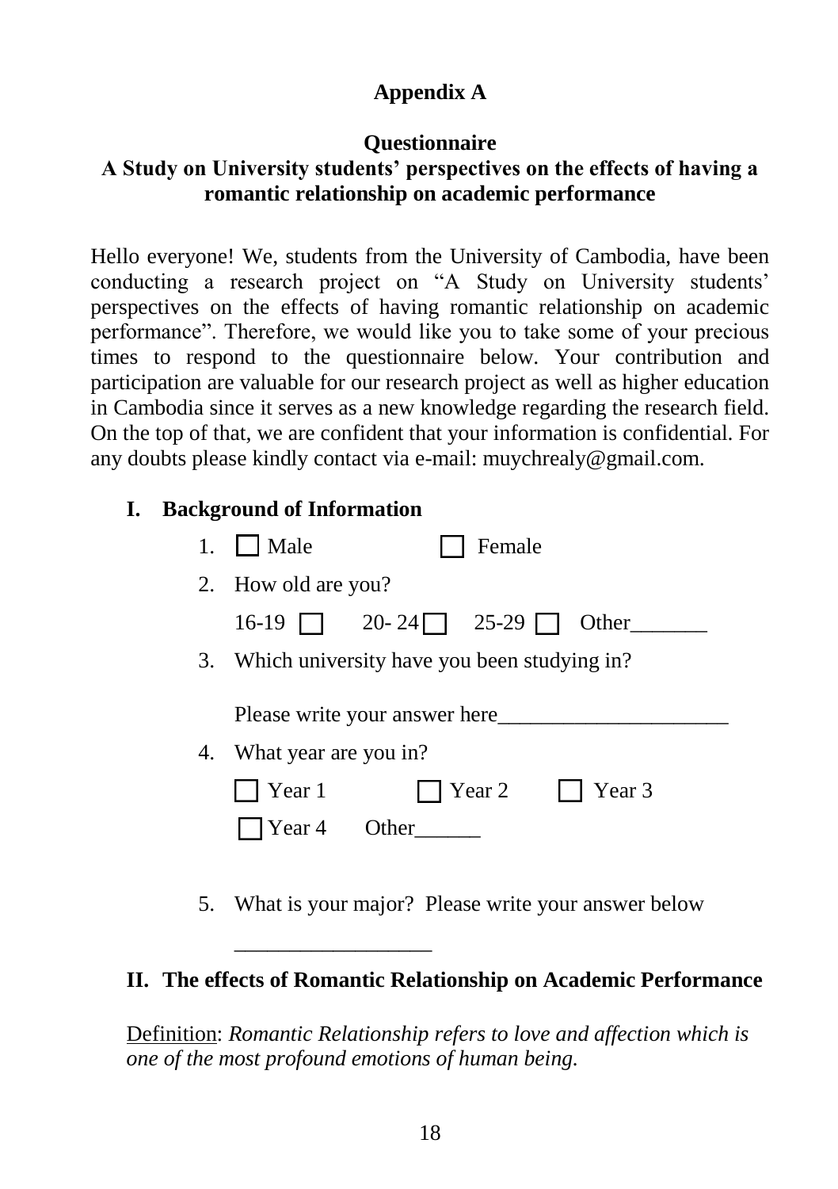# Appendix A

## Questionnaire

## A Study on University students' perspectives on the effects of having a romantic relationship on academic performance

Hello everyone! We, students from the University of Cambodia, have been conducting a research project on "A Study on University students' perspectives on the effects of having romantic relationship on academic performance". Therefore, we would like you to take some of your precious times to respond to the questionnaire below. Your contribution and participation are valuable for our research project as well as higher education in Cambodia since it serves as a new knowledge regarding the research field. On the top of that, we are confident that your information is confidential. For any doubts please kindly contact via e-mail: muychrealy@gmail.com.

### I. Background of Information

1. ☐ Male ☐ Female
2. How old are you?

   16-19 ☐ 20- 24 ☐ 25-29 ☐ Other_______
3. Which university have you been studying in?

   Please write your answer here_____________________
4. What year are you in?

   ☐ Year 1 ☐ Year 2 ☐ Year 3

   ☐ Year 4 Other______
5. What is your major? Please write your answer below

   __________________

### II. The effects of Romantic Relationship on Academic Performance

<u>Definition</u>: *Romantic Relationship refers to love and affection which is one of the most profound emotions of human being.*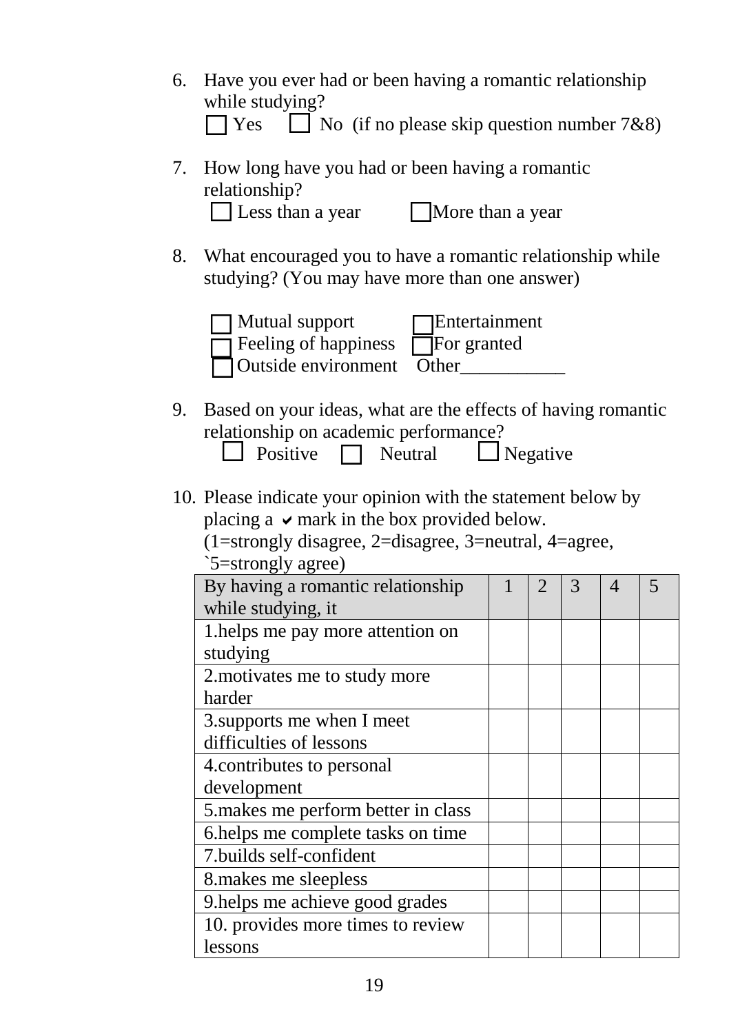6. Have you ever had or been having a romantic relationship while studying?

   ☐ Yes ☐ No (if no please skip question number 7&8)

7. How long have you had or been having a romantic relationship?

   ☐ Less than a year ☐ More than a year

8. What encouraged you to have a romantic relationship while studying? (You may have more than one answer)

   ☐ Mutual support ☐ Entertainment
   ☐ Feeling of happiness ☐ For granted
   ☐ Outside environment Other___________

9. Based on your ideas, what are the effects of having romantic relationship on academic performance?

   ☐ Positive ☐ Neutral ☐ Negative

10. Please indicate your opinion with the statement below by placing a ✔ mark in the box provided below.
    (1=strongly disagree, 2=disagree, 3=neutral, 4=agree, `5=strongly agree)

| By having a romantic relationship while studying, it | 1 | 2 | 3 | 4 | 5 |
|---|---|---|---|---|---|
| 1.helps me pay more attention on studying | | | | | |
| 2.motivates me to study more harder | | | | | |
| 3.supports me when I meet difficulties of lessons | | | | | |
| 4.contributes to personal development | | | | | |
| 5.makes me perform better in class | | | | | |
| 6.helps me complete tasks on time | | | | | |
| 7.builds self-confident | | | | | |
| 8.makes me sleepless | | | | | |
| 9.helps me achieve good grades | | | | | |
| 10. provides more times to review lessons | | | | | |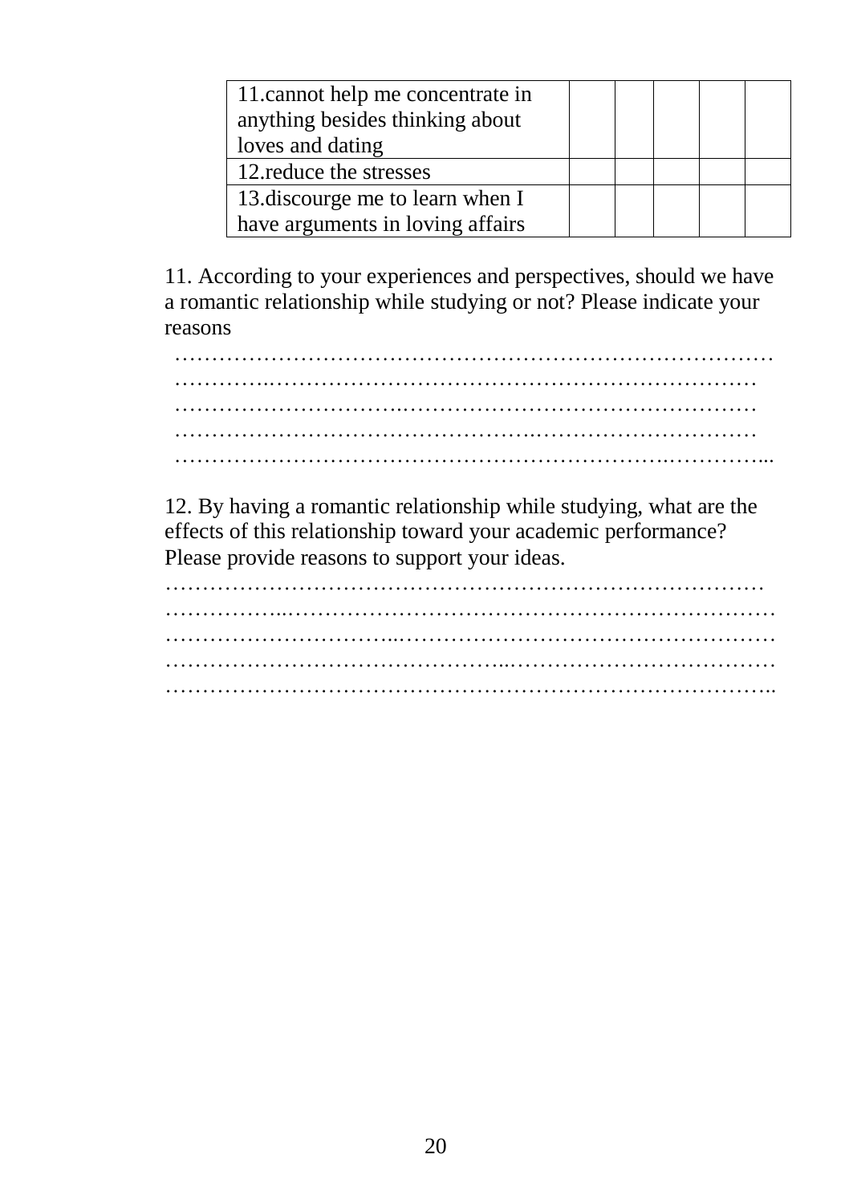| | | | | | |
|---|---|---|---|---|---|
| 11.cannot help me concentrate in anything besides thinking about loves and dating | | | | | |
| 12.reduce the stresses | | | | | |
| 13.discourge me to learn when I have arguments in loving affairs | | | | | |

11. According to your experiences and perspectives, should we have a romantic relationship while studying or not? Please indicate your reasons

…………………………………………………………………………
…………..……………………………………………………………
…………………………..…………………………………………
………………………………………..…………………………
…………………………………………………………..…………...

12. By having a romantic relationship while studying, what are the effects of this relationship toward your academic performance? Please provide reasons to support your ideas.

…………………………………………………………………………
……………...……………………………………………………………
…………………………...……………………………………………
……………………………………...………………………………
……………………………………………………………………..